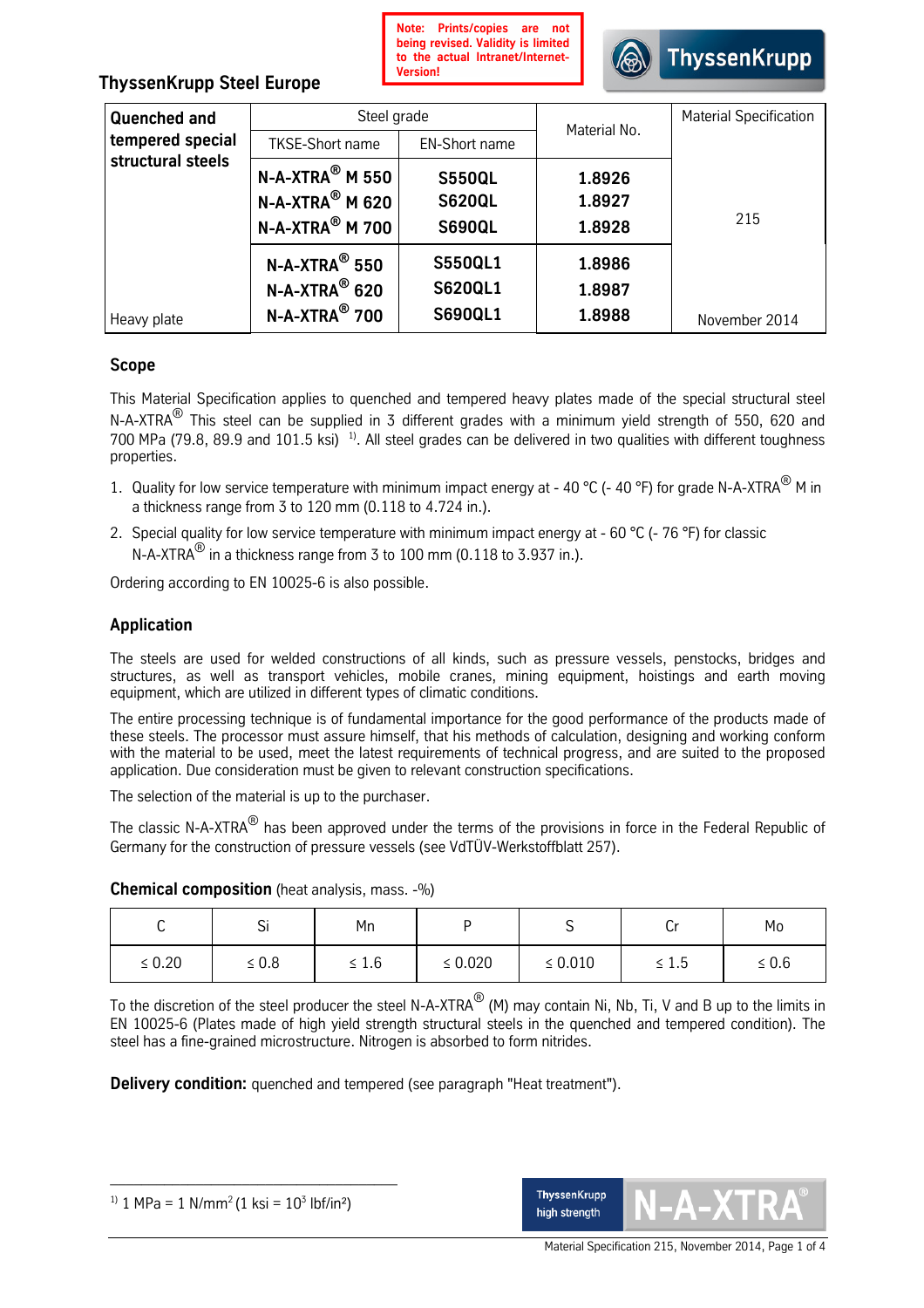Note: Prints/copies are not being revised. Validity is limited to the actual Intranet/Internet-Version!

ThyssenKrupp Steel Europe

| Quenched and tempered special structural steels | Steel grade | | Material No. | Material Specification |
|---|---|---|---|---|
| | TKSE-Short name | EN-Short name | | |
| | **N-A-XTRA® M 550**<br>**N-A-XTRA® M 620**<br>**N-A-XTRA® M 700** | **S550QL**<br>**S620QL**<br>**S690QL** | **1.8926**<br>**1.8927**<br>**1.8928** | 215 |
| Heavy plate | **N-A-XTRA® 550**<br>**N-A-XTRA® 620**<br>**N-A-XTRA® 700** | **S550QL1**<br>**S620QL1**<br>**S690QL1** | **1.8986**<br>**1.8987**<br>**1.8988** | November 2014 |

## Scope

This Material Specification applies to quenched and tempered heavy plates made of the special structural steel N-A-XTRA® This steel can be supplied in 3 different grades with a minimum yield strength of 550, 620 and 700 MPa (79.8, 89.9 and 101.5 ksi) [1]. All steel grades can be delivered in two qualities with different toughness properties.

1. Quality for low service temperature with minimum impact energy at - 40 °C (- 40 °F) for grade N-A-XTRA® M in a thickness range from 3 to 120 mm (0.118 to 4.724 in.).
2. Special quality for low service temperature with minimum impact energy at - 60 °C (- 76 °F) for classic N-A-XTRA® in a thickness range from 3 to 100 mm (0.118 to 3.937 in.).

Ordering according to EN 10025-6 is also possible.

## Application

The steels are used for welded constructions of all kinds, such as pressure vessels, penstocks, bridges and structures, as well as transport vehicles, mobile cranes, mining equipment, hoistings and earth moving equipment, which are utilized in different types of climatic conditions.

The entire processing technique is of fundamental importance for the good performance of the products made of these steels. The processor must assure himself, that his methods of calculation, designing and working conform with the material to be used, meet the latest requirements of technical progress, and are suited to the proposed application. Due consideration must be given to relevant construction specifications.

The selection of the material is up to the purchaser.

The classic N-A-XTRA® has been approved under the terms of the provisions in force in the Federal Republic of Germany for the construction of pressure vessels (see VdTÜV-Werkstoffblatt 257).

**Chemical composition** (heat analysis, mass. -%)

| C | Si | Mn | P | S | Cr | Mo |
|---|---|---|---|---|---|---|
| ≤ 0.20 | ≤ 0.8 | ≤ 1.6 | ≤ 0.020 | ≤ 0.010 | ≤ 1.5 | ≤ 0.6 |

To the discretion of the steel producer the steel N-A-XTRA® (M) may contain Ni, Nb, Ti, V and B up to the limits in EN 10025-6 (Plates made of high yield strength structural steels in the quenched and tempered condition). The steel has a fine-grained microstructure. Nitrogen is absorbed to form nitrides.

**Delivery condition:** quenched and tempered (see paragraph "Heat treatment").

[1] 1 MPa = 1 $N/mm^2$ (1 ksi = $10^3$ $lbf/in^2$)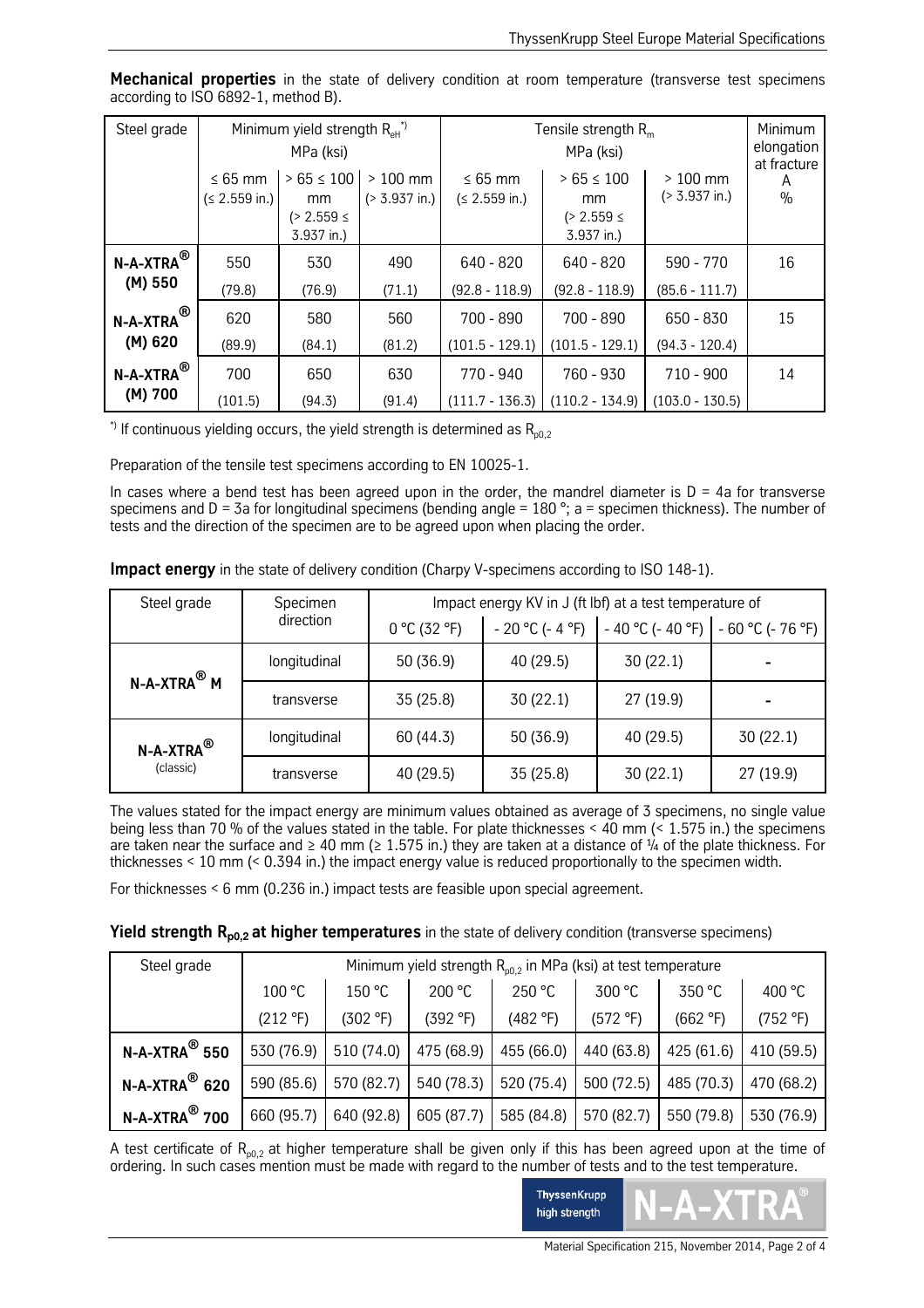**Mechanical properties** in the state of delivery condition at room temperature (transverse test specimens according to ISO 6892-1, method B).

| Steel grade | Minimum yield strength $R_{eH}$ [*) ] MPa (ksi) | | | Tensile strength $R_m$ MPa (ksi) | | | Minimum elongation at fracture A % |
|---|---|---|---|---|---|---|---|
| | ≤ 65 mm (≤ 2.559 in.) | > 65 ≤ 100 mm (> 2.559 ≤ 3.937 in.) | > 100 mm (> 3.937 in.) | ≤ 65 mm (≤ 2.559 in.) | > 65 ≤ 100 mm (> 2.559 ≤ 3.937 in.) | > 100 mm (> 3.937 in.) | |
| **N-A-XTRA® (M) 550** | 550 (79.8) | 530 (76.9) | 490 (71.1) | 640 - 820 (92.8 - 118.9) | 640 - 820 (92.8 - 118.9) | 590 - 770 (85.6 - 111.7) | 16 |
| **N-A-XTRA® (M) 620** | 620 (89.9) | 580 (84.1) | 560 (81.2) | 700 - 890 (101.5 - 129.1) | 700 - 890 (101.5 - 129.1) | 650 - 830 (94.3 - 120.4) | 15 |
| **N-A-XTRA® (M) 700** | 700 (101.5) | 650 (94.3) | 630 (91.4) | 770 - 940 (111.7 - 136.3) | 760 - 930 (110.2 - 134.9) | 710 - 900 (103.0 - 130.5) | 14 |

*) If continuous yielding occurs, the yield strength is determined as $R_{p0,2}$

Preparation of the tensile test specimens according to EN 10025-1.

In cases where a bend test has been agreed upon in the order, the mandrel diameter is D = 4a for transverse specimens and D = 3a for longitudinal specimens (bending angle = 180 °; a = specimen thickness). The number of tests and the direction of the specimen are to be agreed upon when placing the order.

**Impact energy** in the state of delivery condition (Charpy V-specimens according to ISO 148-1).

| Steel grade | Specimen direction | Impact energy KV in J (ft lbf) at a test temperature of | | | |
|---|---|---|---|---|---|
| | | 0 °C (32 °F) | - 20 °C (- 4 °F) | - 40 °C (- 40 °F) | - 60 °C (- 76 °F) |
| **N-A-XTRA® M** | longitudinal | 50 (36.9) | 40 (29.5) | 30 (22.1) | - |
| | transverse | 35 (25.8) | 30 (22.1) | 27 (19.9) | - |
| **N-A-XTRA®** (classic) | longitudinal | 60 (44.3) | 50 (36.9) | 40 (29.5) | 30 (22.1) |
| | transverse | 40 (29.5) | 35 (25.8) | 30 (22.1) | 27 (19.9) |

The values stated for the impact energy are minimum values obtained as average of 3 specimens, no single value being less than 70 % of the values stated in the table. For plate thicknesses < 40 mm (< 1.575 in.) the specimens are taken near the surface and ≥ 40 mm (≥ 1.575 in.) they are taken at a distance of ¼ of the plate thickness. For thicknesses < 10 mm (< 0.394 in.) the impact energy value is reduced proportionally to the specimen width.

For thicknesses < 6 mm (0.236 in.) impact tests are feasible upon special agreement.

**Yield strength $R_{p0,2}$ at higher temperatures** in the state of delivery condition (transverse specimens)

| Steel grade | Minimum yield strength $R_{p0,2}$ in MPa (ksi) at test temperature | | | | | | |
|---|---|---|---|---|---|---|---|
| | 100 °C (212 °F) | 150 °C (302 °F) | 200 °C (392 °F) | 250 °C (482 °F) | 300 °C (572 °F) | 350 °C (662 °F) | 400 °C (752 °F) |
| **N-A-XTRA® 550** | 530 (76.9) | 510 (74.0) | 475 (68.9) | 455 (66.0) | 440 (63.8) | 425 (61.6) | 410 (59.5) |
| **N-A-XTRA® 620** | 590 (85.6) | 570 (82.7) | 540 (78.3) | 520 (75.4) | 500 (72.5) | 485 (70.3) | 470 (68.2) |
| **N-A-XTRA® 700** | 660 (95.7) | 640 (92.8) | 605 (87.7) | 585 (84.8) | 570 (82.7) | 550 (79.8) | 530 (76.9) |

A test certificate of $R_{p0,2}$ at higher temperature shall be given only if this has been agreed upon at the time of ordering. In such cases mention must be made with regard to the number of tests and to the test temperature.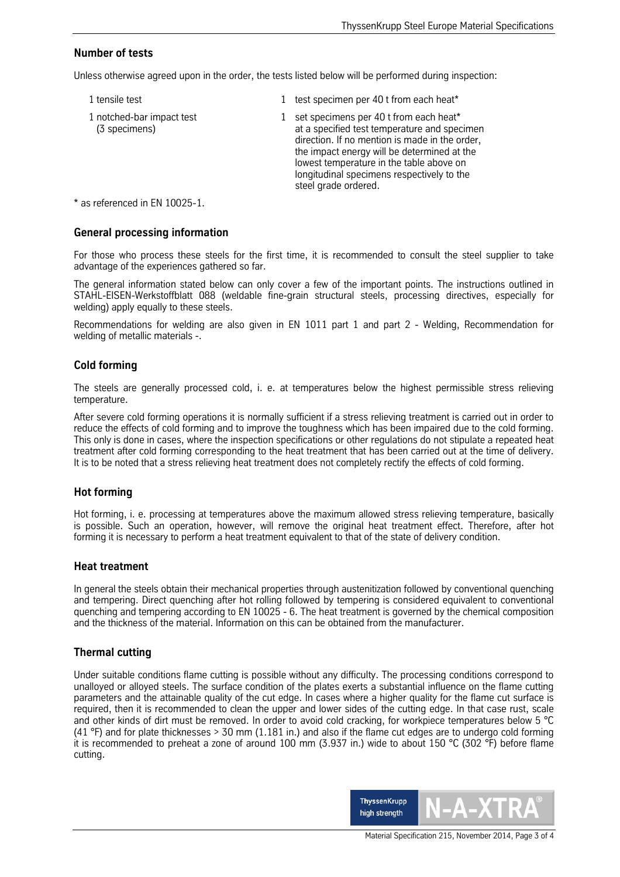## Number of tests

Unless otherwise agreed upon in the order, the tests listed below will be performed during inspection:

| | |
|---|---|
| 1 tensile test | 1 test specimen per 40 t from each heat* |
| 1 notched-bar impact test (3 specimens) | 1 set specimens per 40 t from each heat* at a specified test temperature and specimen direction. If no mention is made in the order, the impact energy will be determined at the lowest temperature in the table above on longitudinal specimens respectively to the steel grade ordered. |

\* as referenced in EN 10025-1.

## General processing information

For those who process these steels for the first time, it is recommended to consult the steel supplier to take advantage of the experiences gathered so far.

The general information stated below can only cover a few of the important points. The instructions outlined in STAHL-EISEN-Werkstoffblatt 088 (weldable fine-grain structural steels, processing directives, especially for welding) apply equally to these steels.

Recommendations for welding are also given in EN 1011 part 1 and part 2 - Welding, Recommendation for welding of metallic materials -.

## Cold forming

The steels are generally processed cold, i. e. at temperatures below the highest permissible stress relieving temperature.

After severe cold forming operations it is normally sufficient if a stress relieving treatment is carried out in order to reduce the effects of cold forming and to improve the toughness which has been impaired due to the cold forming. This only is done in cases, where the inspection specifications or other regulations do not stipulate a repeated heat treatment after cold forming corresponding to the heat treatment that has been carried out at the time of delivery. It is to be noted that a stress relieving heat treatment does not completely rectify the effects of cold forming.

## Hot forming

Hot forming, i. e. processing at temperatures above the maximum allowed stress relieving temperature, basically is possible. Such an operation, however, will remove the original heat treatment effect. Therefore, after hot forming it is necessary to perform a heat treatment equivalent to that of the state of delivery condition.

## Heat treatment

In general the steels obtain their mechanical properties through austenitization followed by conventional quenching and tempering. Direct quenching after hot rolling followed by tempering is considered equivalent to conventional quenching and tempering according to EN 10025 - 6. The heat treatment is governed by the chemical composition and the thickness of the material. Information on this can be obtained from the manufacturer.

## Thermal cutting

Under suitable conditions flame cutting is possible without any difficulty. The processing conditions correspond to unalloyed or alloyed steels. The surface condition of the plates exerts a substantial influence on the flame cutting parameters and the attainable quality of the cut edge. In cases where a higher quality for the flame cut surface is required, then it is recommended to clean the upper and lower sides of the cutting edge. In that case rust, scale and other kinds of dirt must be removed. In order to avoid cold cracking, for workpiece temperatures below 5 °C (41 °F) and for plate thicknesses > 30 mm (1.181 in.) and also if the flame cut edges are to undergo cold forming it is recommended to preheat a zone of around 100 mm (3.937 in.) wide to about 150 °C (302 °F) before flame cutting.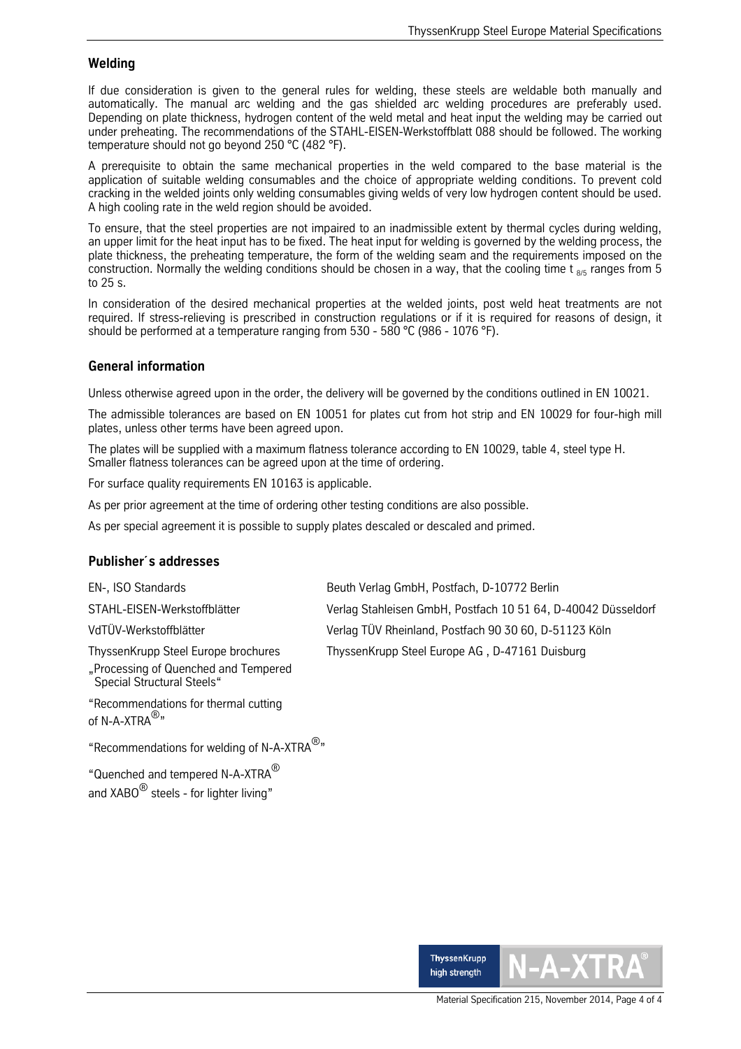## Welding

If due consideration is given to the general rules for welding, these steels are weldable both manually and automatically. The manual arc welding and the gas shielded arc welding procedures are preferably used. Depending on plate thickness, hydrogen content of the weld metal and heat input the welding may be carried out under preheating. The recommendations of the STAHL-EISEN-Werkstoffblatt 088 should be followed. The working temperature should not go beyond 250 °C (482 °F).

A prerequisite to obtain the same mechanical properties in the weld compared to the base material is the application of suitable welding consumables and the choice of appropriate welding conditions. To prevent cold cracking in the welded joints only welding consumables giving welds of very low hydrogen content should be used. A high cooling rate in the weld region should be avoided.

To ensure, that the steel properties are not impaired to an inadmissible extent by thermal cycles during welding, an upper limit for the heat input has to be fixed. The heat input for welding is governed by the welding process, the plate thickness, the preheating temperature, the form of the welding seam and the requirements imposed on the construction. Normally the welding conditions should be chosen in a way, that the cooling time $t_{8/5}$ ranges from 5 to 25 s.

In consideration of the desired mechanical properties at the welded joints, post weld heat treatments are not required. If stress-relieving is prescribed in construction regulations or if it is required for reasons of design, it should be performed at a temperature ranging from 530 - 580 °C (986 - 1076 °F).

## General information

Unless otherwise agreed upon in the order, the delivery will be governed by the conditions outlined in EN 10021.

The admissible tolerances are based on EN 10051 for plates cut from hot strip and EN 10029 for four-high mill plates, unless other terms have been agreed upon.

The plates will be supplied with a maximum flatness tolerance according to EN 10029, table 4, steel type H. Smaller flatness tolerances can be agreed upon at the time of ordering.

For surface quality requirements EN 10163 is applicable.

As per prior agreement at the time of ordering other testing conditions are also possible.

As per special agreement it is possible to supply plates descaled or descaled and primed.

## Publisher´s addresses

| | |
|---|---|
| EN-, ISO Standards | Beuth Verlag GmbH, Postfach, D-10772 Berlin |
| STAHL-EISEN-Werkstoffblätter | Verlag Stahleisen GmbH, Postfach 10 51 64, D-40042 Düsseldorf |
| VdTÜV-Werkstoffblätter | Verlag TÜV Rheinland, Postfach 90 30 60, D-51123 Köln |
| ThyssenKrupp Steel Europe brochures | ThyssenKrupp Steel Europe AG , D-47161 Duisburg |

„Processing of Quenched and Tempered Special Structural Steels“

“Recommendations for thermal cutting of N-A-XTRA®”

“Recommendations for welding of N-A-XTRA®”

“Quenched and tempered N-A-XTRA® and XABO® steels - for lighter living”